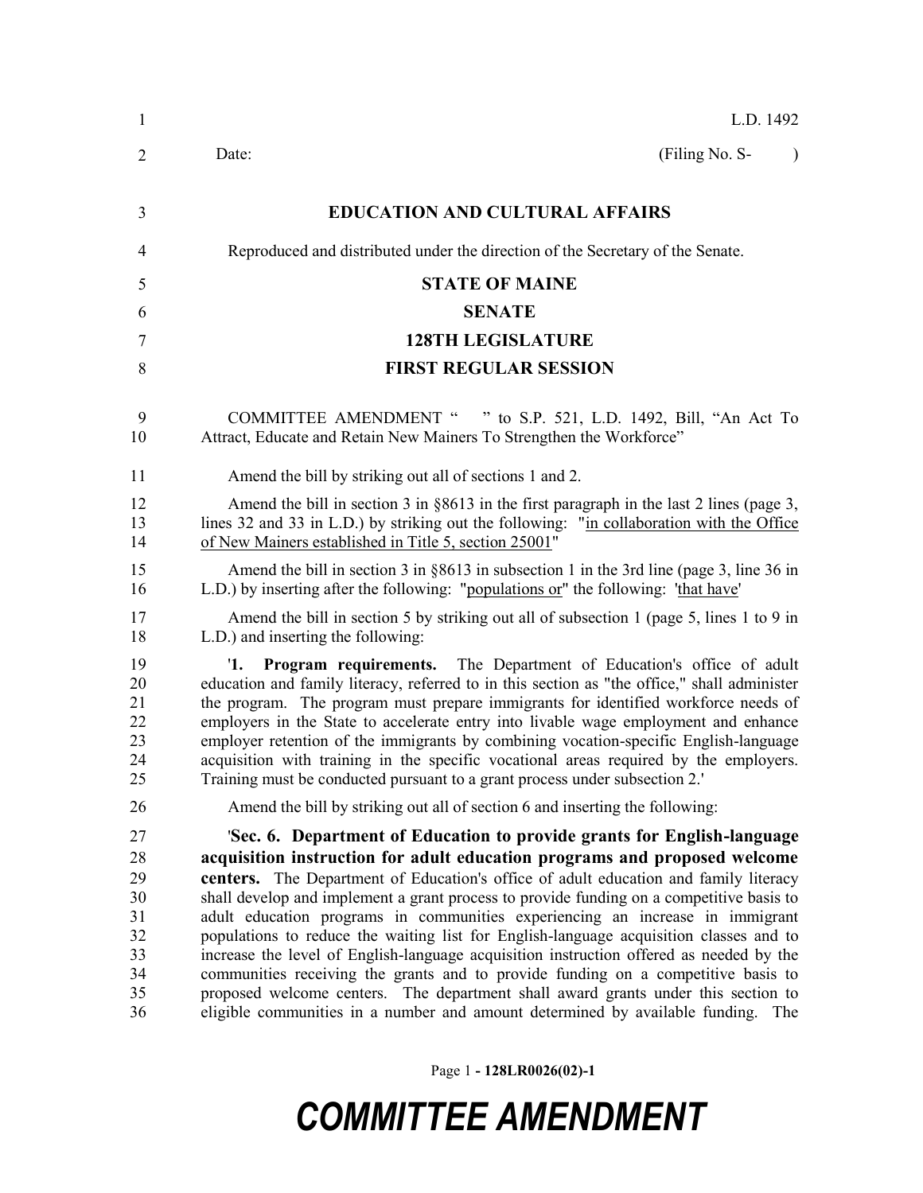L.D. 1492

Date: (Filing No. S- )

**EDUCATION AND CULTURAL AFFAIRS**

Reproduced and distributed under the direction of the Secretary of the Senate.

**STATE OF MAINE**

**SENATE**

**128TH LEGISLATURE**

**FIRST REGULAR SESSION**

COMMITTEE AMENDMENT " " to S.P. 521, L.D. 1492, Bill, "An Act To Attract, Educate and Retain New Mainers To Strengthen the Workforce"

Amend the bill by striking out all of sections 1 and 2.

Amend the bill in section 3 in §8613 in the first paragraph in the last 2 lines (page 3, lines 32 and 33 in L.D.) by striking out the following: "in collaboration with the Office of New Mainers established in Title 5, section 25001"

Amend the bill in section 3 in §8613 in subsection 1 in the 3rd line (page 3, line 36 in L.D.) by inserting after the following: "populations or" the following: 'that have'

Amend the bill in section 5 by striking out all of subsection 1 (page 5, lines 1 to 9 in L.D.) and inserting the following:

'**1. Program requirements.** The Department of Education's office of adult education and family literacy, referred to in this section as "the office," shall administer the program. The program must prepare immigrants for identified workforce needs of employers in the State to accelerate entry into livable wage employment and enhance employer retention of the immigrants by combining vocation-specific English-language acquisition with training in the specific vocational areas required by the employers. Training must be conducted pursuant to a grant process under subsection 2.'

Amend the bill by striking out all of section 6 and inserting the following:

'**Sec. 6. Department of Education to provide grants for English-language acquisition instruction for adult education programs and proposed welcome centers.** The Department of Education's office of adult education and family literacy shall develop and implement a grant process to provide funding on a competitive basis to adult education programs in communities experiencing an increase in immigrant populations to reduce the waiting list for English-language acquisition classes and to increase the level of English-language acquisition instruction offered as needed by the communities receiving the grants and to provide funding on a competitive basis to proposed welcome centers. The department shall award grants under this section to eligible communities in a number and amount determined by available funding. The

Page 1 - 128LR0026(02)-1

***COMMITTEE AMENDMENT***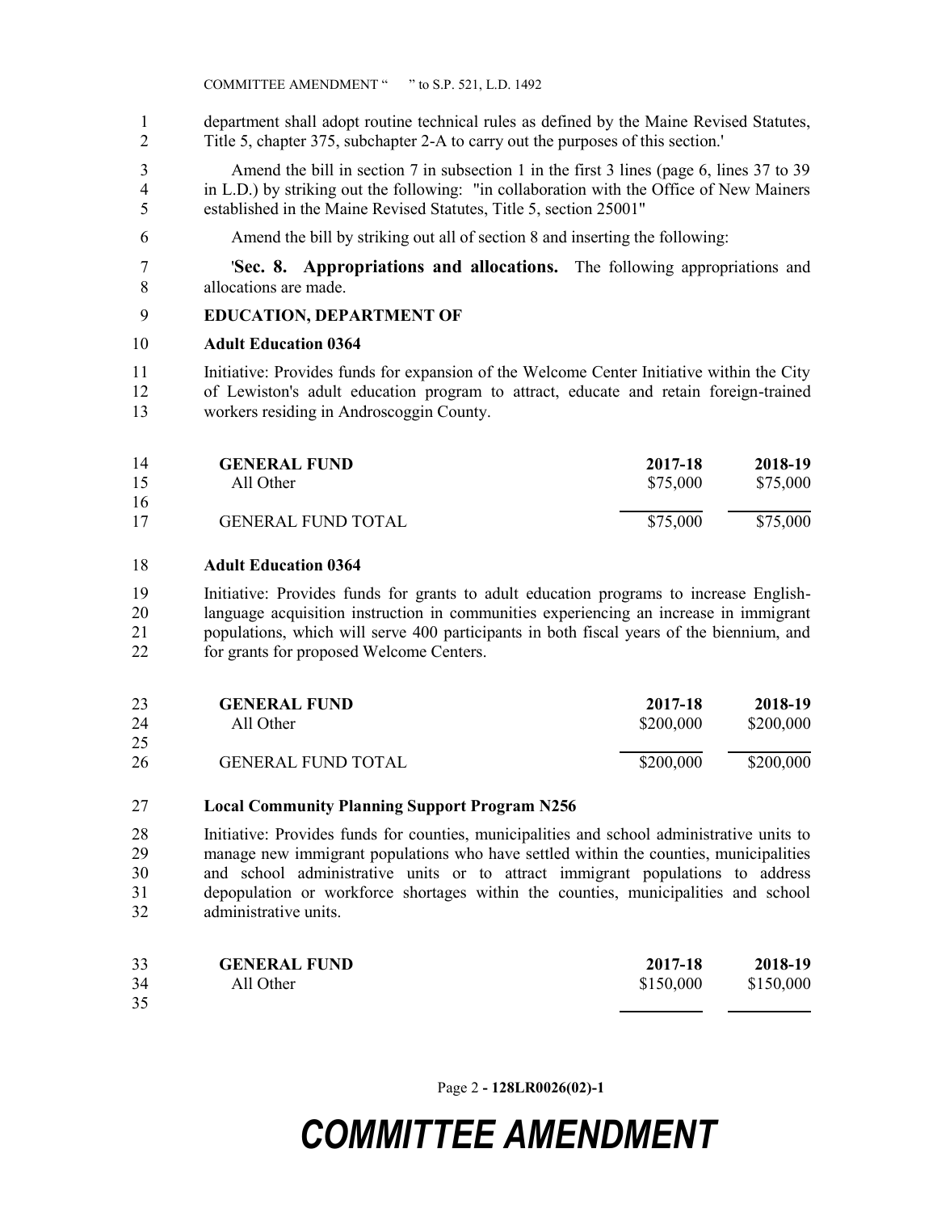department shall adopt routine technical rules as defined by the Maine Revised Statutes, Title 5, chapter 375, subchapter 2-A to carry out the purposes of this section.'

Amend the bill in section 7 in subsection 1 in the first 3 lines (page 6, lines 37 to 39 in L.D.) by striking out the following: "in collaboration with the Office of New Mainers established in the Maine Revised Statutes, Title 5, section 25001"

Amend the bill by striking out all of section 8 and inserting the following:

'**Sec. 8. Appropriations and allocations.** The following appropriations and allocations are made.

**EDUCATION, DEPARTMENT OF**

**Adult Education 0364**

Initiative: Provides funds for expansion of the Welcome Center Initiative within the City of Lewiston's adult education program to attract, educate and retain foreign-trained workers residing in Androscoggin County.

| GENERAL FUND | 2017-18 | 2018-19 |
|---|---|---|
| All Other | $75,000 | $75,000 |
| GENERAL FUND TOTAL | $75,000 | $75,000 |

**Adult Education 0364**

Initiative: Provides funds for grants to adult education programs to increase English-language acquisition instruction in communities experiencing an increase in immigrant populations, which will serve 400 participants in both fiscal years of the biennium, and for grants for proposed Welcome Centers.

| GENERAL FUND | 2017-18 | 2018-19 |
|---|---|---|
| All Other | $200,000 | $200,000 |
| GENERAL FUND TOTAL | $200,000 | $200,000 |

**Local Community Planning Support Program N256**

Initiative: Provides funds for counties, municipalities and school administrative units to manage new immigrant populations who have settled within the counties, municipalities and school administrative units or to attract immigrant populations to address depopulation or workforce shortages within the counties, municipalities and school administrative units.

| GENERAL FUND | 2017-18 | 2018-19 |
|---|---|---|
| All Other | $150,000 | $150,000 |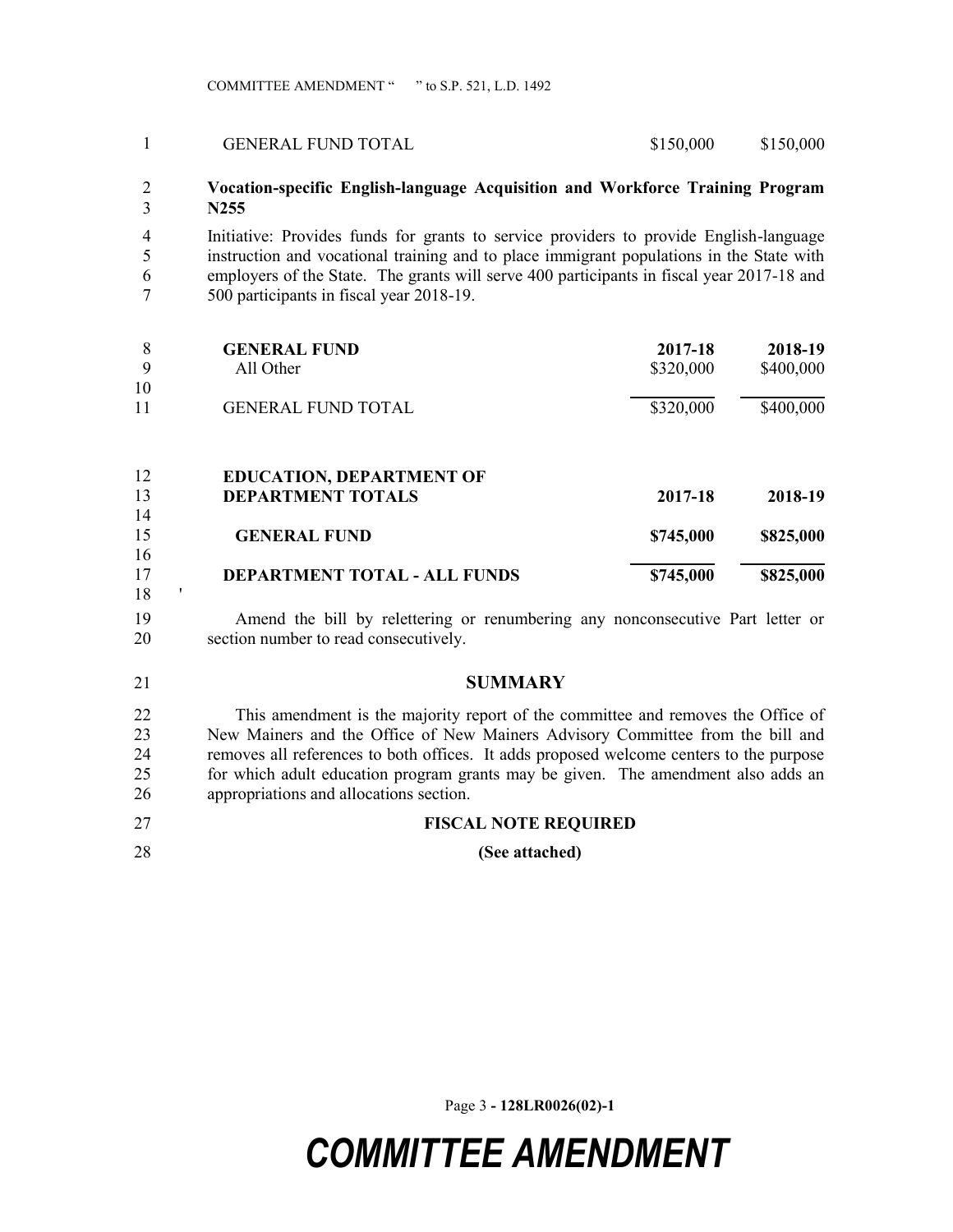| | | |
|---|---|---|
| GENERAL FUND TOTAL | $150,000 | $150,000 |

**Vocation-specific English-language Acquisition and Workforce Training Program N255**

Initiative: Provides funds for grants to service providers to provide English-language instruction and vocational training and to place immigrant populations in the State with employers of the State. The grants will serve 400 participants in fiscal year 2017-18 and 500 participants in fiscal year 2018-19.

| GENERAL FUND | 2017-18 | 2018-19 |
|---|---|---|
| All Other | $320,000 | $400,000 |
| GENERAL FUND TOTAL | $320,000 | $400,000 |

| EDUCATION, DEPARTMENT OF DEPARTMENT TOTALS | 2017-18 | 2018-19 |
|---|---|---|
| **GENERAL FUND** | **$745,000** | **$825,000** |
| **DEPARTMENT TOTAL - ALL FUNDS** | **$745,000** | **$825,000** |

'

Amend the bill by relettering or renumbering any nonconsecutive Part letter or section number to read consecutively.

## SUMMARY

This amendment is the majority report of the committee and removes the Office of New Mainers and the Office of New Mainers Advisory Committee from the bill and removes all references to both offices. It adds proposed welcome centers to the purpose for which adult education program grants may be given. The amendment also adds an appropriations and allocations section.

**FISCAL NOTE REQUIRED**

**(See attached)**